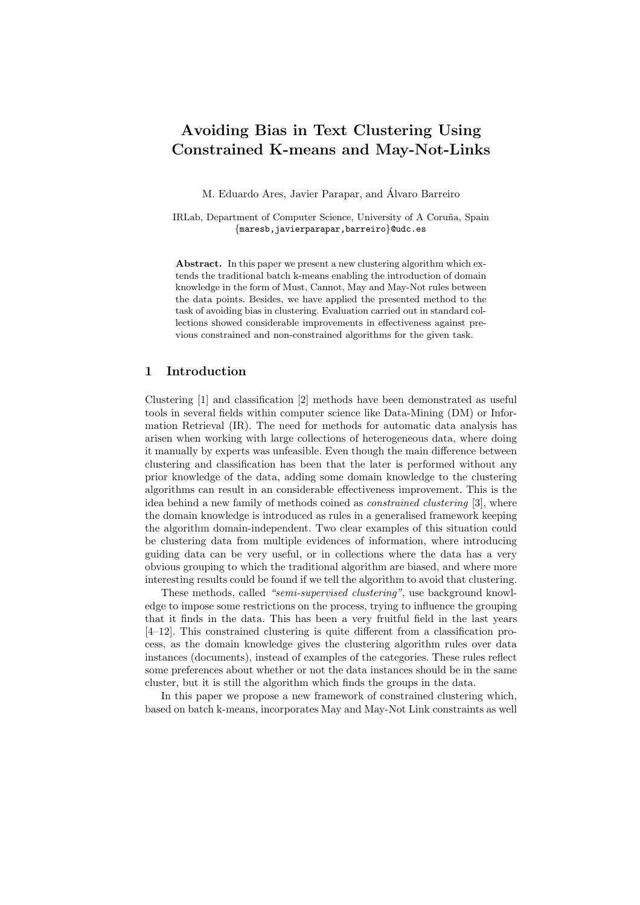# Avoiding Bias in Text Clustering Using Constrained K-means and May-Not-Links

M. Eduardo Ares, Javier Parapar, and Álvaro Barreiro

IRLab, Department of Computer Science, University of A Coruña, Spain
{maresb,javierparapar,barreiro}@udc.es

**Abstract.** In this paper we present a new clustering algorithm which extends the traditional batch k-means enabling the introduction of domain knowledge in the form of Must, Cannot, May and May-Not rules between the data points. Besides, we have applied the presented method to the task of avoiding bias in clustering. Evaluation carried out in standard collections showed considerable improvements in effectiveness against previous constrained and non-constrained algorithms for the given task.

## 1 Introduction

Clustering [1] and classification [2] methods have been demonstrated as useful tools in several fields within computer science like Data-Mining (DM) or Information Retrieval (IR). The need for methods for automatic data analysis has arisen when working with large collections of heterogeneous data, where doing it manually by experts was unfeasible. Even though the main difference between clustering and classification has been that the later is performed without any prior knowledge of the data, adding some domain knowledge to the clustering algorithms can result in an considerable effectiveness improvement. This is the idea behind a new family of methods coined as *constrained clustering* [3], where the domain knowledge is introduced as rules in a generalised framework keeping the algorithm domain-independent. Two clear examples of this situation could be clustering data from multiple evidences of information, where introducing guiding data can be very useful, or in collections where the data has a very obvious grouping to which the traditional algorithm are biased, and where more interesting results could be found if we tell the algorithm to avoid that clustering.

These methods, called *"semi-supervised clustering"*, use background knowledge to impose some restrictions on the process, trying to influence the grouping that it finds in the data. This has been a very fruitful field in the last years [4–12]. This constrained clustering is quite different from a classification process, as the domain knowledge gives the clustering algorithm rules over data instances (documents), instead of examples of the categories. These rules reflect some preferences about whether or not the data instances should be in the same cluster, but it is still the algorithm which finds the groups in the data.

In this paper we propose a new framework of constrained clustering which, based on batch k-means, incorporates May and May-Not Link constraints as well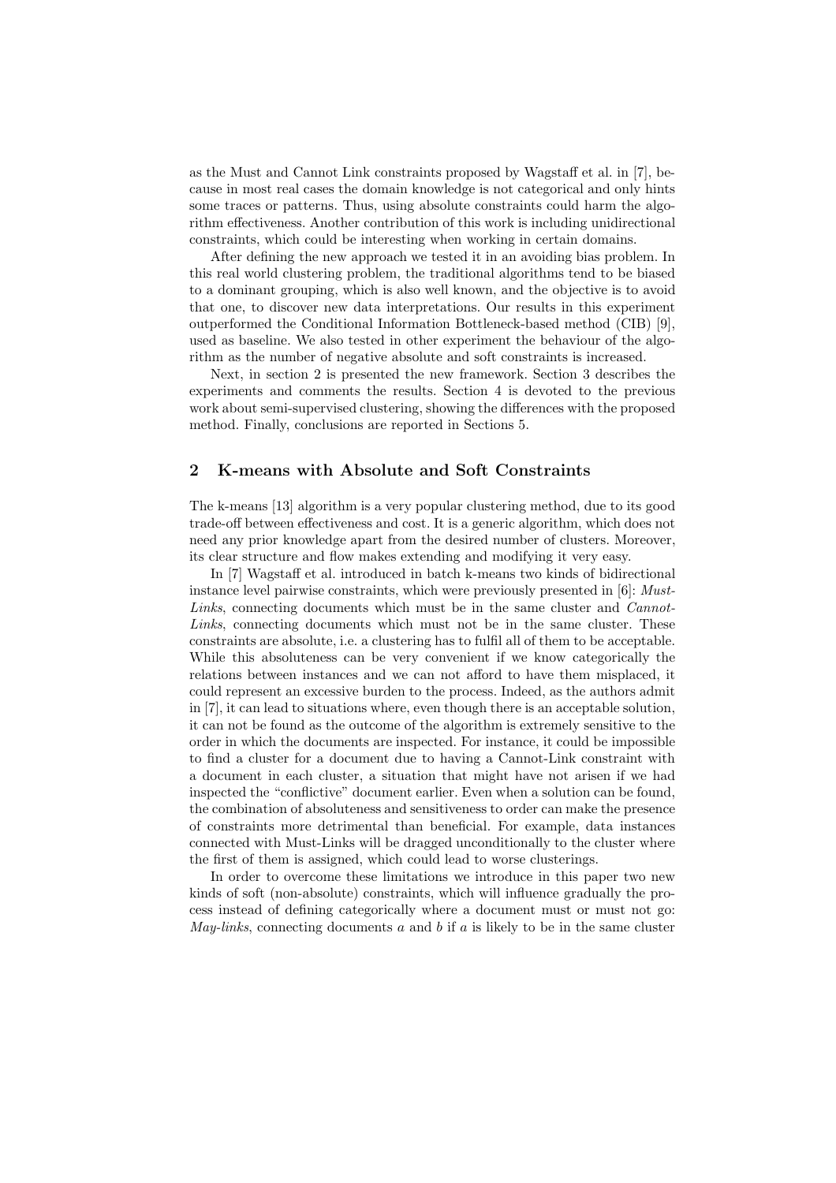as the Must and Cannot Link constraints proposed by Wagstaff et al. in [7], because in most real cases the domain knowledge is not categorical and only hints some traces or patterns. Thus, using absolute constraints could harm the algorithm effectiveness. Another contribution of this work is including unidirectional constraints, which could be interesting when working in certain domains.

After defining the new approach we tested it in an avoiding bias problem. In this real world clustering problem, the traditional algorithms tend to be biased to a dominant grouping, which is also well known, and the objective is to avoid that one, to discover new data interpretations. Our results in this experiment outperformed the Conditional Information Bottleneck-based method (CIB) [9], used as baseline. We also tested in other experiment the behaviour of the algorithm as the number of negative absolute and soft constraints is increased.

Next, in section 2 is presented the new framework. Section 3 describes the experiments and comments the results. Section 4 is devoted to the previous work about semi-supervised clustering, showing the differences with the proposed method. Finally, conclusions are reported in Sections 5.

## 2 K-means with Absolute and Soft Constraints

The k-means [13] algorithm is a very popular clustering method, due to its good trade-off between effectiveness and cost. It is a generic algorithm, which does not need any prior knowledge apart from the desired number of clusters. Moreover, its clear structure and flow makes extending and modifying it very easy.

In [7] Wagstaff et al. introduced in batch k-means two kinds of bidirectional instance level pairwise constraints, which were previously presented in [6]: *Must-Links*, connecting documents which must be in the same cluster and *Cannot-Links*, connecting documents which must not be in the same cluster. These constraints are absolute, i.e. a clustering has to fulfil all of them to be acceptable. While this absoluteness can be very convenient if we know categorically the relations between instances and we can not afford to have them misplaced, it could represent an excessive burden to the process. Indeed, as the authors admit in [7], it can lead to situations where, even though there is an acceptable solution, it can not be found as the outcome of the algorithm is extremely sensitive to the order in which the documents are inspected. For instance, it could be impossible to find a cluster for a document due to having a Cannot-Link constraint with a document in each cluster, a situation that might have not arisen if we had inspected the "conflictive" document earlier. Even when a solution can be found, the combination of absoluteness and sensitiveness to order can make the presence of constraints more detrimental than beneficial. For example, data instances connected with Must-Links will be dragged unconditionally to the cluster where the first of them is assigned, which could lead to worse clusterings.

In order to overcome these limitations we introduce in this paper two new kinds of soft (non-absolute) constraints, which will influence gradually the process instead of defining categorically where a document must or must not go: *May-links*, connecting documents $a$ and $b$ if $a$ is likely to be in the same cluster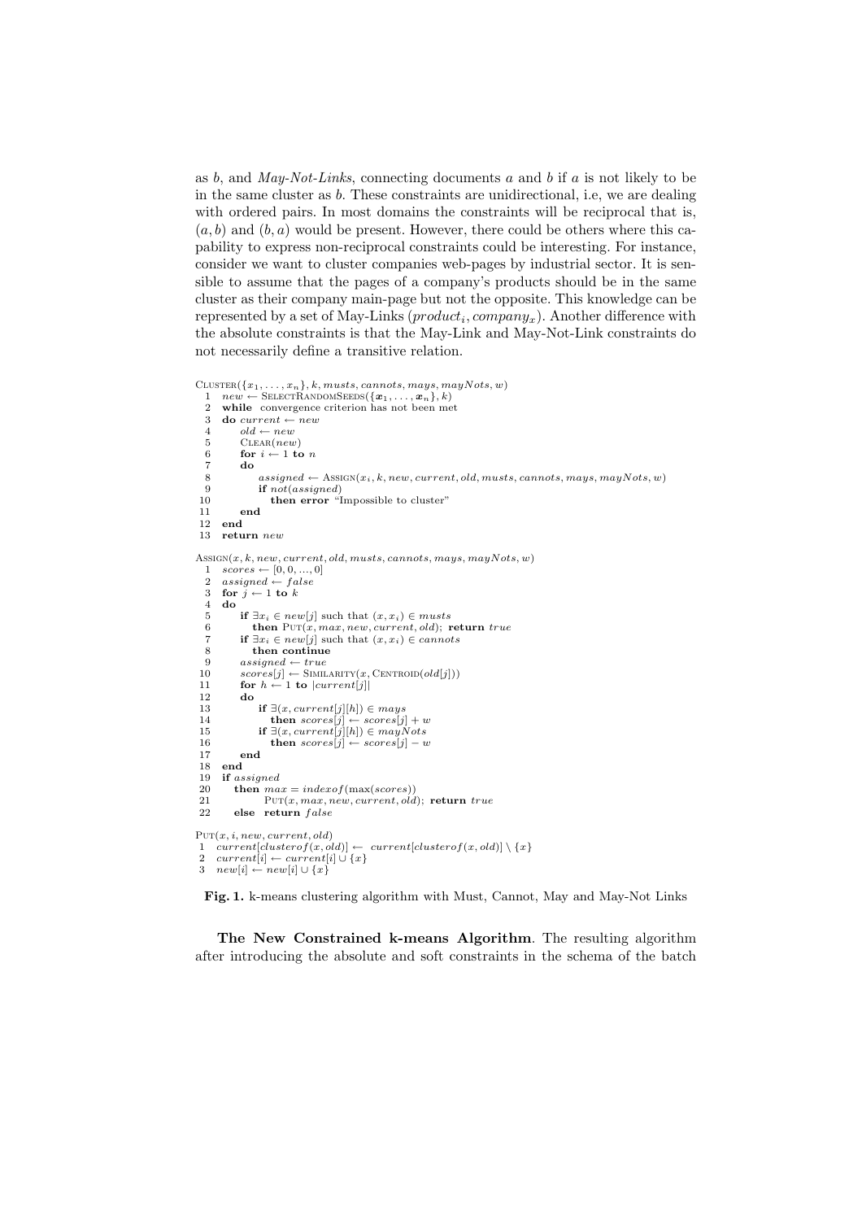as $b$, and *May-Not-Links*, connecting documents $a$ and $b$ if $a$ is not likely to be in the same cluster as $b$. These constraints are unidirectional, i.e, we are dealing with ordered pairs. In most domains the constraints will be reciprocal that is, $(a, b)$ and $(b, a)$ would be present. However, there could be others where this capability to express non-reciprocal constraints could be interesting. For instance, consider we want to cluster companies web-pages by industrial sector. It is sensible to assume that the pages of a company's products should be in the same cluster as their company main-page but not the opposite. This knowledge can be represented by a set of May-Links $(product_i, company_x)$. Another difference with the absolute constraints is that the May-Link and May-Not-Link constraints do not necessarily define a transitive relation.

```
Cluster({x_1, ..., x_n}, k, musts, cannots, mays, mayNots, w)
 1  new ← SelectRandomSeeds({x_1, ..., x_n}, k)
 2  while convergence criterion has not been met
 3  do current ← new
 4      old ← new
 5      Clear(new)
 6      for i ← 1 to n
 7      do
 8          assigned ← Assign(x_i, k, new, current, old, musts, cannots, mays, mayNots, w)
 9          if not(assigned)
10             then error "Impossible to cluster"
11      end
12  end
13  return new

Assign(x, k, new, current, old, musts, cannots, mays, mayNots, w)
 1  scores ← [0, 0, ..., 0]
 2  assigned ← false
 3  for j ← 1 to k
 4  do
 5      if ∃x_i ∈ new[j] such that (x, x_i) ∈ musts
 6         then Put(x, max, new, current, old); return true
 7      if ∃x_i ∈ new[j] such that (x, x_i) ∈ cannots
 8         then continue
 9      assigned ← true
10      scores[j] ← Similarity(x, Centroid(old[j]))
11      for h ← 1 to |current[j]|
12      do
13          if ∃(x, current[j][h]) ∈ mays
14             then scores[j] ← scores[j] + w
15          if ∃(x, current[j][h]) ∈ mayNots
16             then scores[j] ← scores[j] − w
17      end
18  end
19  if assigned
20     then max = indexof(max(scores))
21          Put(x, max, new, current, old); return true
22     else return false

Put(x, i, new, current, old)
 1  current[clusterof(x, old)] ← current[clusterof(x, old)] \ {x}
 2  current[i] ← current[i] ∪ {x}
 3  new[i] ← new[i] ∪ {x}
```

**Fig. 1.** k-means clustering algorithm with Must, Cannot, May and May-Not Links

**The New Constrained k-means Algorithm**. The resulting algorithm after introducing the absolute and soft constraints in the schema of the batch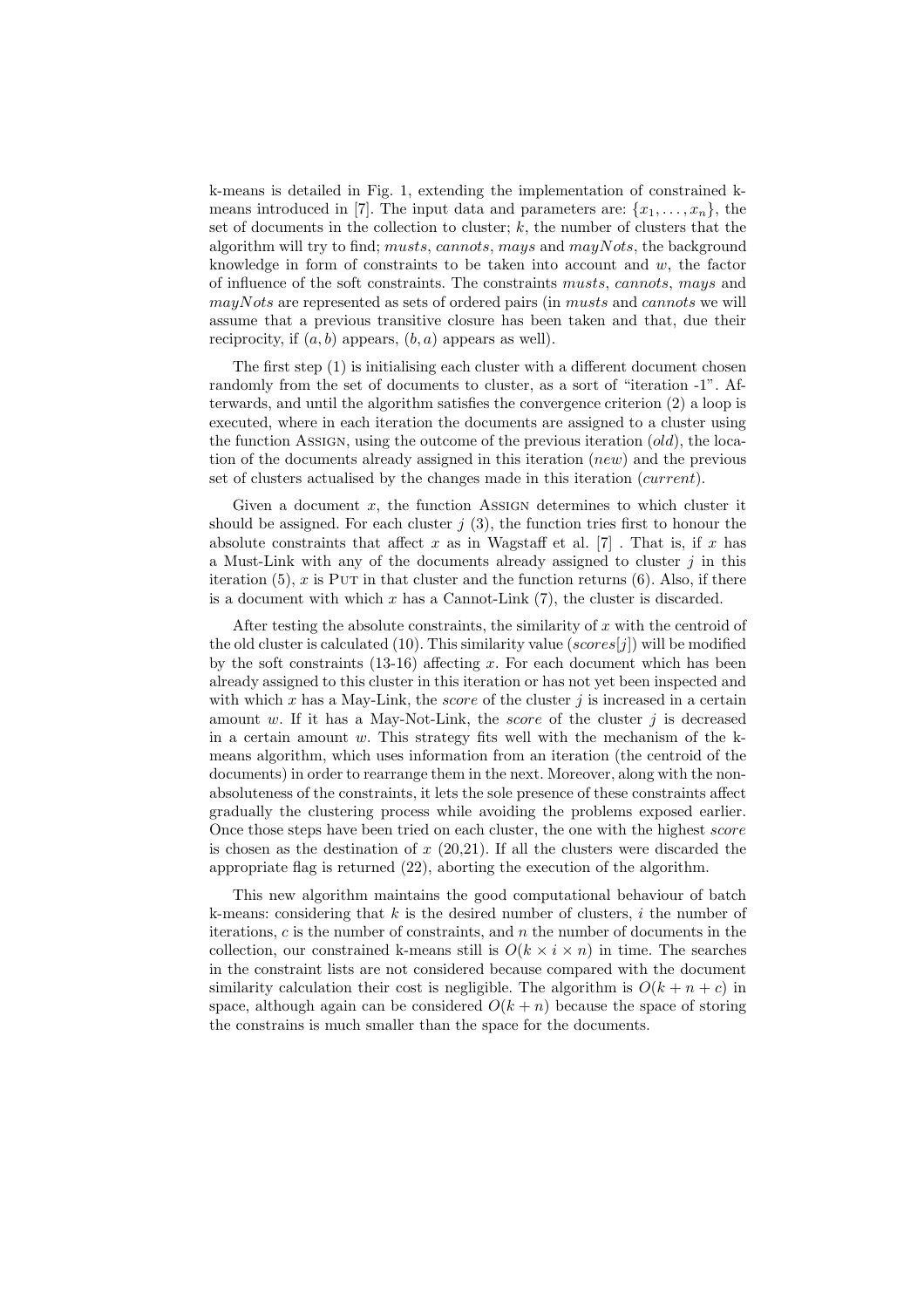k-means is detailed in Fig. 1, extending the implementation of constrained k-means introduced in [7]. The input data and parameters are: $\{x_1, \ldots, x_n\}$, the set of documents in the collection to cluster; $k$, the number of clusters that the algorithm will try to find; *musts*, *cannots*, *mays* and *mayNots*, the background knowledge in form of constraints to be taken into account and $w$, the factor of influence of the soft constraints. The constraints *musts*, *cannots*, *mays* and *mayNots* are represented as sets of ordered pairs (in *musts* and *cannots* we will assume that a previous transitive closure has been taken and that, due their reciprocity, if $(a, b)$ appears, $(b, a)$ appears as well).

The first step (1) is initialising each cluster with a different document chosen randomly from the set of documents to cluster, as a sort of "iteration -1". Afterwards, and until the algorithm satisfies the convergence criterion (2) a loop is executed, where in each iteration the documents are assigned to a cluster using the function Assign, using the outcome of the previous iteration (*old*), the location of the documents already assigned in this iteration (*new*) and the previous set of clusters actualised by the changes made in this iteration (*current*).

Given a document $x$, the function Assign determines to which cluster it should be assigned. For each cluster $j$ (3), the function tries first to honour the absolute constraints that affect $x$ as in Wagstaff et al. [7] . That is, if $x$ has a Must-Link with any of the documents already assigned to cluster $j$ in this iteration (5), $x$ is Put in that cluster and the function returns (6). Also, if there is a document with which $x$ has a Cannot-Link (7), the cluster is discarded.

After testing the absolute constraints, the similarity of $x$ with the centroid of the old cluster is calculated (10). This similarity value ($scores[j]$) will be modified by the soft constraints (13-16) affecting $x$. For each document which has been already assigned to this cluster in this iteration or has not yet been inspected and with which $x$ has a May-Link, the *score* of the cluster $j$ is increased in a certain amount $w$. If it has a May-Not-Link, the *score* of the cluster $j$ is decreased in a certain amount $w$. This strategy fits well with the mechanism of the k-means algorithm, which uses information from an iteration (the centroid of the documents) in order to rearrange them in the next. Moreover, along with the non-absoluteness of the constraints, it lets the sole presence of these constraints affect gradually the clustering process while avoiding the problems exposed earlier. Once those steps have been tried on each cluster, the one with the highest *score* is chosen as the destination of $x$ (20,21). If all the clusters were discarded the appropriate flag is returned (22), aborting the execution of the algorithm.

This new algorithm maintains the good computational behaviour of batch k-means: considering that $k$ is the desired number of clusters, $i$ the number of iterations, $c$ is the number of constraints, and $n$ the number of documents in the collection, our constrained k-means still is $O(k \times i \times n)$ in time. The searches in the constraint lists are not considered because compared with the document similarity calculation their cost is negligible. The algorithm is $O(k + n + c)$ in space, although again can be considered $O(k + n)$ because the space of storing the constrains is much smaller than the space for the documents.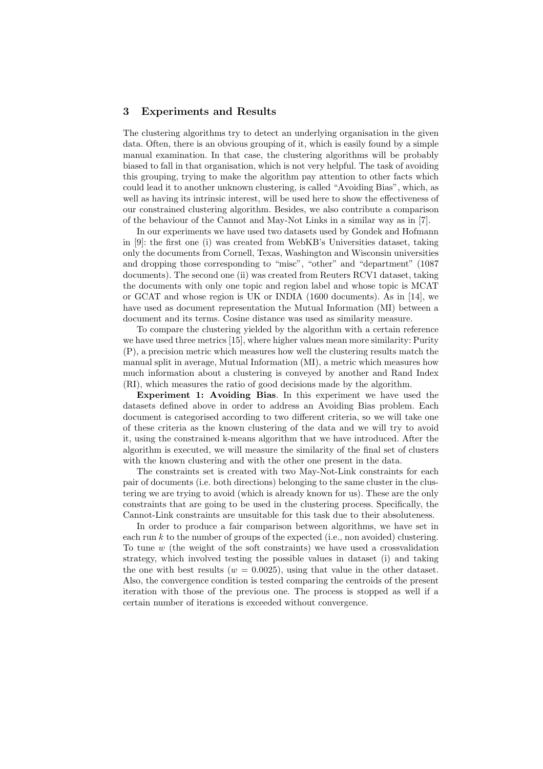## 3 Experiments and Results

The clustering algorithms try to detect an underlying organisation in the given data. Often, there is an obvious grouping of it, which is easily found by a simple manual examination. In that case, the clustering algorithms will be probably biased to fall in that organisation, which is not very helpful. The task of avoiding this grouping, trying to make the algorithm pay attention to other facts which could lead it to another unknown clustering, is called "Avoiding Bias", which, as well as having its intrinsic interest, will be used here to show the effectiveness of our constrained clustering algorithm. Besides, we also contribute a comparison of the behaviour of the Cannot and May-Not Links in a similar way as in [7].

In our experiments we have used two datasets used by Gondek and Hofmann in [9]: the first one (i) was created from WebKB's Universities dataset, taking only the documents from Cornell, Texas, Washington and Wisconsin universities and dropping those corresponding to "misc", "other" and "department" (1087 documents). The second one (ii) was created from Reuters RCV1 dataset, taking the documents with only one topic and region label and whose topic is MCAT or GCAT and whose region is UK or INDIA (1600 documents). As in [14], we have used as document representation the Mutual Information (MI) between a document and its terms. Cosine distance was used as similarity measure.

To compare the clustering yielded by the algorithm with a certain reference we have used three metrics [15], where higher values mean more similarity: Purity (P), a precision metric which measures how well the clustering results match the manual split in average, Mutual Information (MI), a metric which measures how much information about a clustering is conveyed by another and Rand Index (RI), which measures the ratio of good decisions made by the algorithm.

**Experiment 1: Avoiding Bias**. In this experiment we have used the datasets defined above in order to address an Avoiding Bias problem. Each document is categorised according to two different criteria, so we will take one of these criteria as the known clustering of the data and we will try to avoid it, using the constrained k-means algorithm that we have introduced. After the algorithm is executed, we will measure the similarity of the final set of clusters with the known clustering and with the other one present in the data.

The constraints set is created with two May-Not-Link constraints for each pair of documents (i.e. both directions) belonging to the same cluster in the clustering we are trying to avoid (which is already known for us). These are the only constraints that are going to be used in the clustering process. Specifically, the Cannot-Link constraints are unsuitable for this task due to their absoluteness.

In order to produce a fair comparison between algorithms, we have set in each run $k$ to the number of groups of the expected (i.e., non avoided) clustering. To tune $w$ (the weight of the soft constraints) we have used a crossvalidation strategy, which involved testing the possible values in dataset (i) and taking the one with best results ($w = 0.0025$), using that value in the other dataset. Also, the convergence condition is tested comparing the centroids of the present iteration with those of the previous one. The process is stopped as well if a certain number of iterations is exceeded without convergence.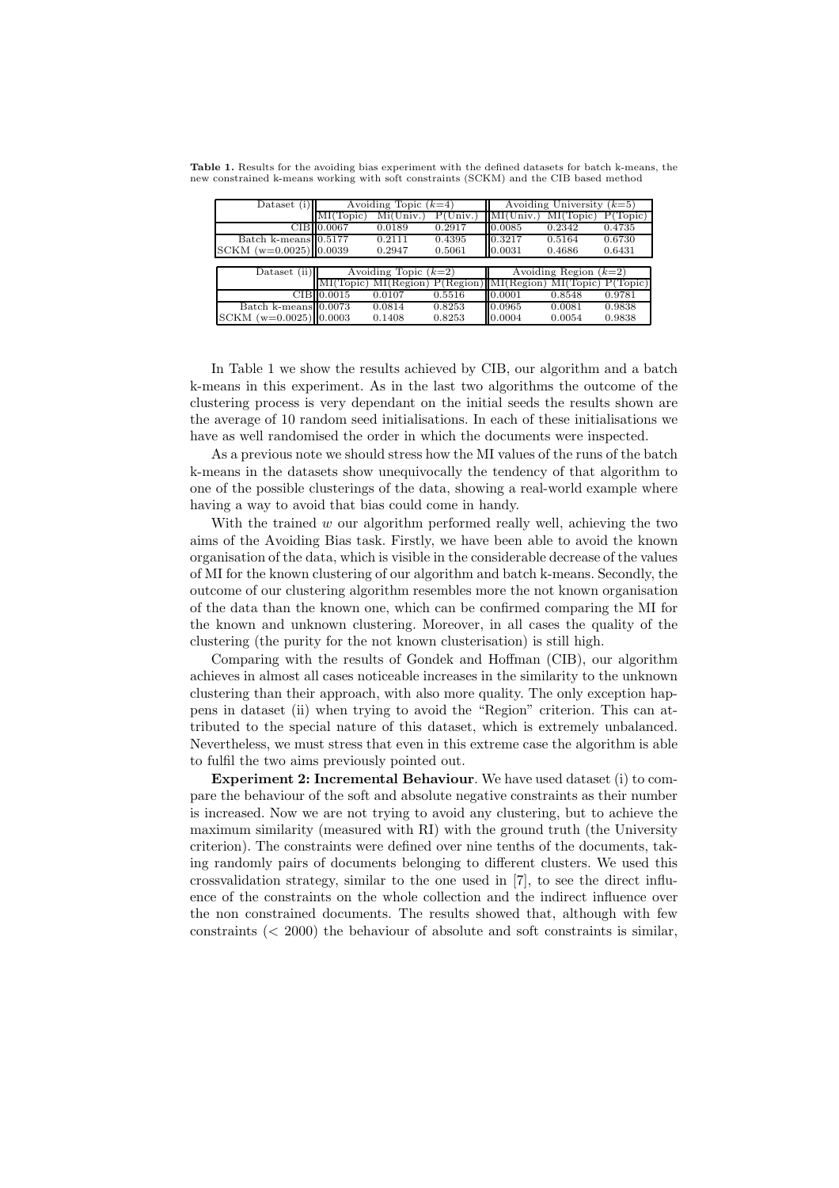**Table 1.** Results for the avoiding bias experiment with the defined datasets for batch k-means, the new constrained k-means working with soft constraints (SCKM) and the CIB based method

| Dataset (i) | Avoiding Topic ($k$=4) | | | Avoiding University ($k$=5) | | |
|---|---|---|---|---|---|---|
| | MI(Topic) | Mi(Univ.) | P(Univ.) | MI(Univ.) | MI(Topic) | P(Topic) |
| CIB | 0.0067 | 0.0189 | 0.2917 | 0.0085 | 0.2342 | 0.4735 |
| Batch k-means | 0.5177 | 0.2111 | 0.4395 | 0.3217 | 0.5164 | 0.6730 |
| SCKM (w=0.0025) | 0.0039 | 0.2947 | 0.5061 | 0.0031 | 0.4686 | 0.6431 |

| Dataset (ii) | Avoiding Topic ($k$=2) | | | Avoiding Region ($k$=2) | | |
|---|---|---|---|---|---|---|
| | MI(Topic) | MI(Region) | P(Region) | MI(Region) | MI(Topic) | P(Topic) |
| CIB | 0.0015 | 0.0107 | 0.5516 | 0.0001 | 0.8548 | 0.9781 |
| Batch k-means | 0.0073 | 0.0814 | 0.8253 | 0.0965 | 0.0081 | 0.9838 |
| SCKM (w=0.0025) | 0.0003 | 0.1408 | 0.8253 | 0.0004 | 0.0054 | 0.9838 |

In Table 1 we show the results achieved by CIB, our algorithm and a batch k-means in this experiment. As in the last two algorithms the outcome of the clustering process is very dependant on the initial seeds the results shown are the average of 10 random seed initialisations. In each of these initialisations we have as well randomised the order in which the documents were inspected.

As a previous note we should stress how the MI values of the runs of the batch k-means in the datasets show unequivocally the tendency of that algorithm to one of the possible clusterings of the data, showing a real-world example where having a way to avoid that bias could come in handy.

With the trained $w$ our algorithm performed really well, achieving the two aims of the Avoiding Bias task. Firstly, we have been able to avoid the known organisation of the data, which is visible in the considerable decrease of the values of MI for the known clustering of our algorithm and batch k-means. Secondly, the outcome of our clustering algorithm resembles more the not known organisation of the data than the known one, which can be confirmed comparing the MI for the known and unknown clustering. Moreover, in all cases the quality of the clustering (the purity for the not known clusterisation) is still high.

Comparing with the results of Gondek and Hoffman (CIB), our algorithm achieves in almost all cases noticeable increases in the similarity to the unknown clustering than their approach, with also more quality. The only exception happens in dataset (ii) when trying to avoid the "Region" criterion. This can attributed to the special nature of this dataset, which is extremely unbalanced. Nevertheless, we must stress that even in this extreme case the algorithm is able to fulfil the two aims previously pointed out.

**Experiment 2: Incremental Behaviour**. We have used dataset (i) to compare the behaviour of the soft and absolute negative constraints as their number is increased. Now we are not trying to avoid any clustering, but to achieve the maximum similarity (measured with RI) with the ground truth (the University criterion). The constraints were defined over nine tenths of the documents, taking randomly pairs of documents belonging to different clusters. We used this crossvalidation strategy, similar to the one used in [7], to see the direct influence of the constraints on the whole collection and the indirect influence over the non constrained documents. The results showed that, although with few constraints ($< 2000$) the behaviour of absolute and soft constraints is similar,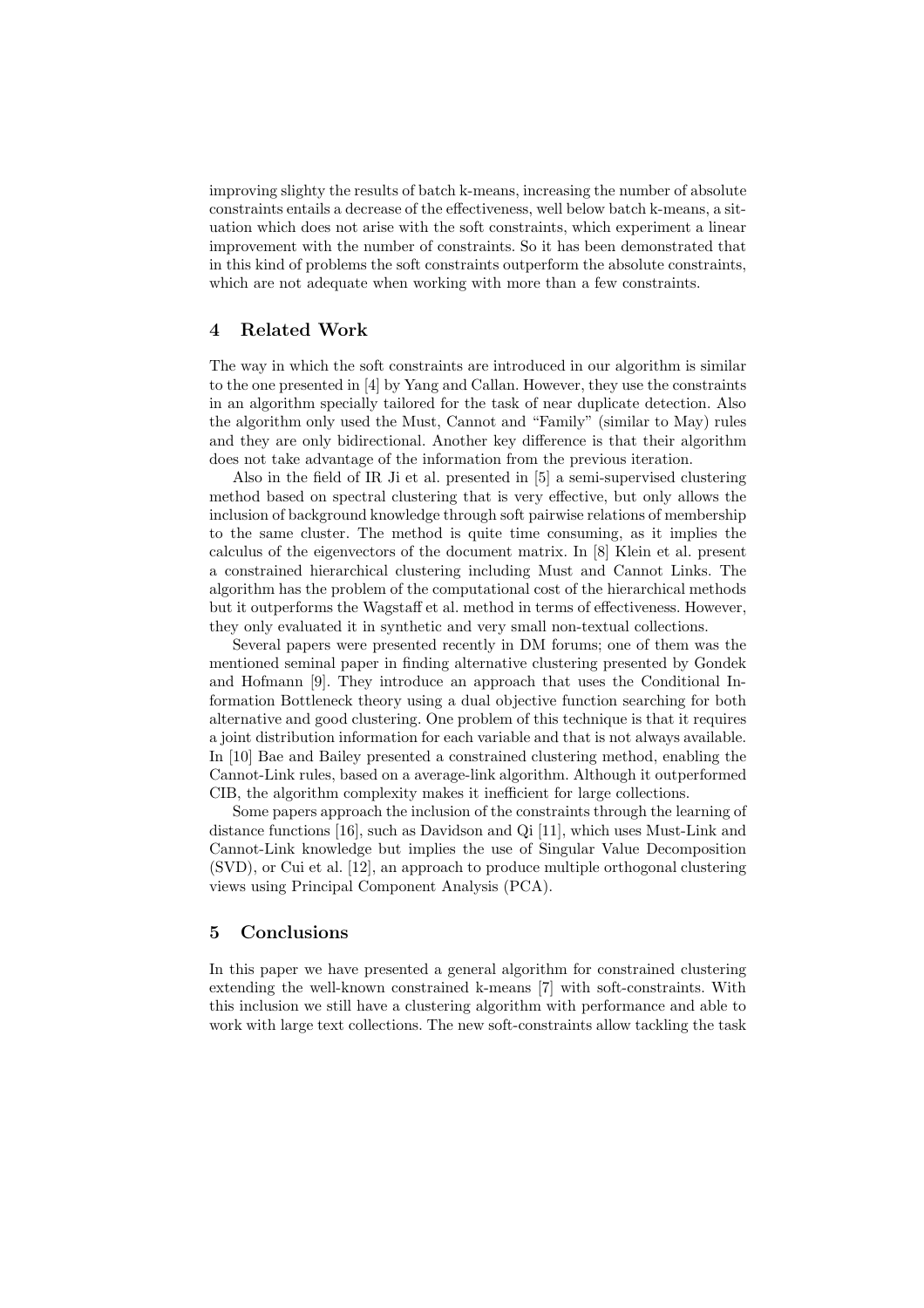improving slighty the results of batch k-means, increasing the number of absolute constraints entails a decrease of the effectiveness, well below batch k-means, a situation which does not arise with the soft constraints, which experiment a linear improvement with the number of constraints. So it has been demonstrated that in this kind of problems the soft constraints outperform the absolute constraints, which are not adequate when working with more than a few constraints.

## 4 Related Work

The way in which the soft constraints are introduced in our algorithm is similar to the one presented in [4] by Yang and Callan. However, they use the constraints in an algorithm specially tailored for the task of near duplicate detection. Also the algorithm only used the Must, Cannot and "Family" (similar to May) rules and they are only bidirectional. Another key difference is that their algorithm does not take advantage of the information from the previous iteration.

Also in the field of IR Ji et al. presented in [5] a semi-supervised clustering method based on spectral clustering that is very effective, but only allows the inclusion of background knowledge through soft pairwise relations of membership to the same cluster. The method is quite time consuming, as it implies the calculus of the eigenvectors of the document matrix. In [8] Klein et al. present a constrained hierarchical clustering including Must and Cannot Links. The algorithm has the problem of the computational cost of the hierarchical methods but it outperforms the Wagstaff et al. method in terms of effectiveness. However, they only evaluated it in synthetic and very small non-textual collections.

Several papers were presented recently in DM forums; one of them was the mentioned seminal paper in finding alternative clustering presented by Gondek and Hofmann [9]. They introduce an approach that uses the Conditional Information Bottleneck theory using a dual objective function searching for both alternative and good clustering. One problem of this technique is that it requires a joint distribution information for each variable and that is not always available. In [10] Bae and Bailey presented a constrained clustering method, enabling the Cannot-Link rules, based on a average-link algorithm. Although it outperformed CIB, the algorithm complexity makes it inefficient for large collections.

Some papers approach the inclusion of the constraints through the learning of distance functions [16], such as Davidson and Qi [11], which uses Must-Link and Cannot-Link knowledge but implies the use of Singular Value Decomposition (SVD), or Cui et al. [12], an approach to produce multiple orthogonal clustering views using Principal Component Analysis (PCA).

## 5 Conclusions

In this paper we have presented a general algorithm for constrained clustering extending the well-known constrained k-means [7] with soft-constraints. With this inclusion we still have a clustering algorithm with performance and able to work with large text collections. The new soft-constraints allow tackling the task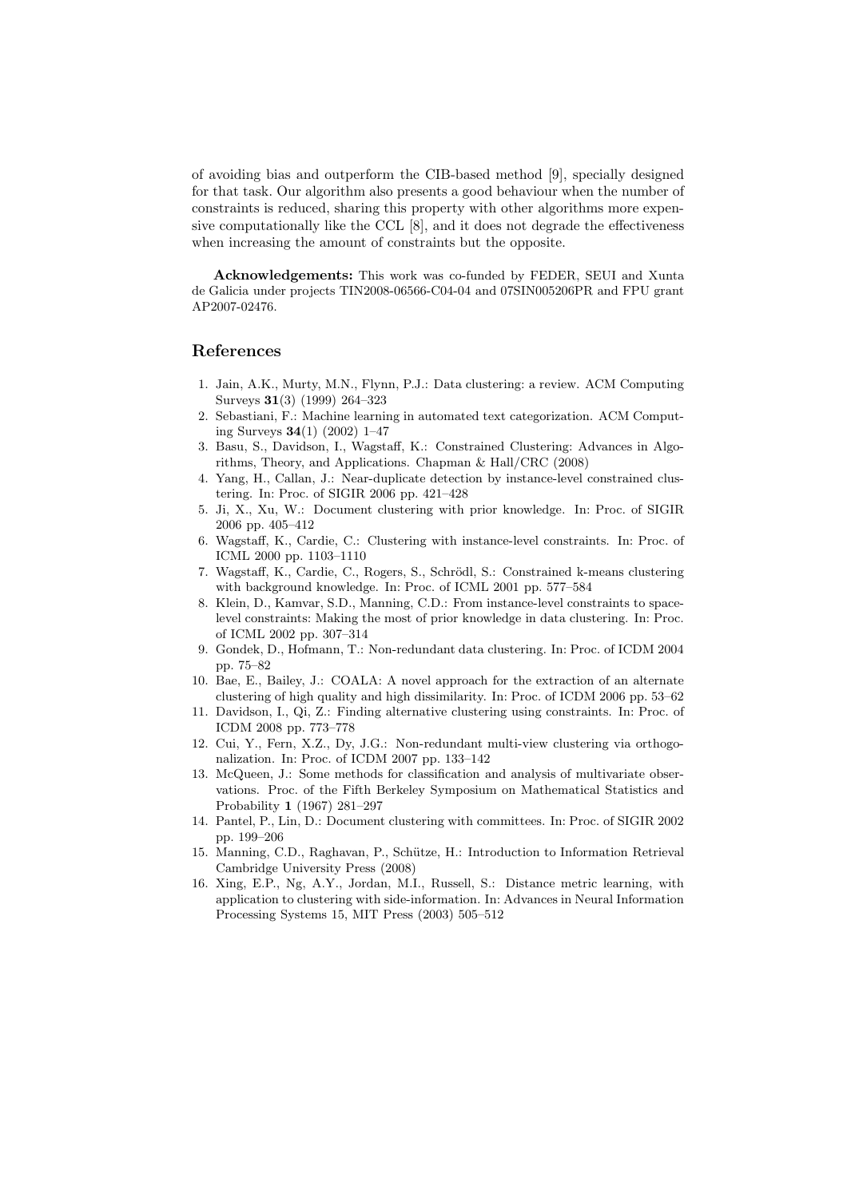of avoiding bias and outperform the CIB-based method [9], specially designed for that task. Our algorithm also presents a good behaviour when the number of constraints is reduced, sharing this property with other algorithms more expensive computationally like the CCL [8], and it does not degrade the effectiveness when increasing the amount of constraints but the opposite.

**Acknowledgements:** This work was co-funded by FEDER, SEUI and Xunta de Galicia under projects TIN2008-06566-C04-04 and 07SIN005206PR and FPU grant AP2007-02476.

## References

1. Jain, A.K., Murty, M.N., Flynn, P.J.: Data clustering: a review. ACM Computing Surveys **31**(3) (1999) 264–323
2. Sebastiani, F.: Machine learning in automated text categorization. ACM Computing Surveys **34**(1) (2002) 1–47
3. Basu, S., Davidson, I., Wagstaff, K.: Constrained Clustering: Advances in Algorithms, Theory, and Applications. Chapman & Hall/CRC (2008)
4. Yang, H., Callan, J.: Near-duplicate detection by instance-level constrained clustering. In: Proc. of SIGIR 2006 pp. 421–428
5. Ji, X., Xu, W.: Document clustering with prior knowledge. In: Proc. of SIGIR 2006 pp. 405–412
6. Wagstaff, K., Cardie, C.: Clustering with instance-level constraints. In: Proc. of ICML 2000 pp. 1103–1110
7. Wagstaff, K., Cardie, C., Rogers, S., Schrödl, S.: Constrained k-means clustering with background knowledge. In: Proc. of ICML 2001 pp. 577–584
8. Klein, D., Kamvar, S.D., Manning, C.D.: From instance-level constraints to space-level constraints: Making the most of prior knowledge in data clustering. In: Proc. of ICML 2002 pp. 307–314
9. Gondek, D., Hofmann, T.: Non-redundant data clustering. In: Proc. of ICDM 2004 pp. 75–82
10. Bae, E., Bailey, J.: COALA: A novel approach for the extraction of an alternate clustering of high quality and high dissimilarity. In: Proc. of ICDM 2006 pp. 53–62
11. Davidson, I., Qi, Z.: Finding alternative clustering using constraints. In: Proc. of ICDM 2008 pp. 773–778
12. Cui, Y., Fern, X.Z., Dy, J.G.: Non-redundant multi-view clustering via orthogonalization. In: Proc. of ICDM 2007 pp. 133–142
13. McQueen, J.: Some methods for classification and analysis of multivariate observations. Proc. of the Fifth Berkeley Symposium on Mathematical Statistics and Probability **1** (1967) 281–297
14. Pantel, P., Lin, D.: Document clustering with committees. In: Proc. of SIGIR 2002 pp. 199–206
15. Manning, C.D., Raghavan, P., Schütze, H.: Introduction to Information Retrieval Cambridge University Press (2008)
16. Xing, E.P., Ng, A.Y., Jordan, M.I., Russell, S.: Distance metric learning, with application to clustering with side-information. In: Advances in Neural Information Processing Systems 15, MIT Press (2003) 505–512